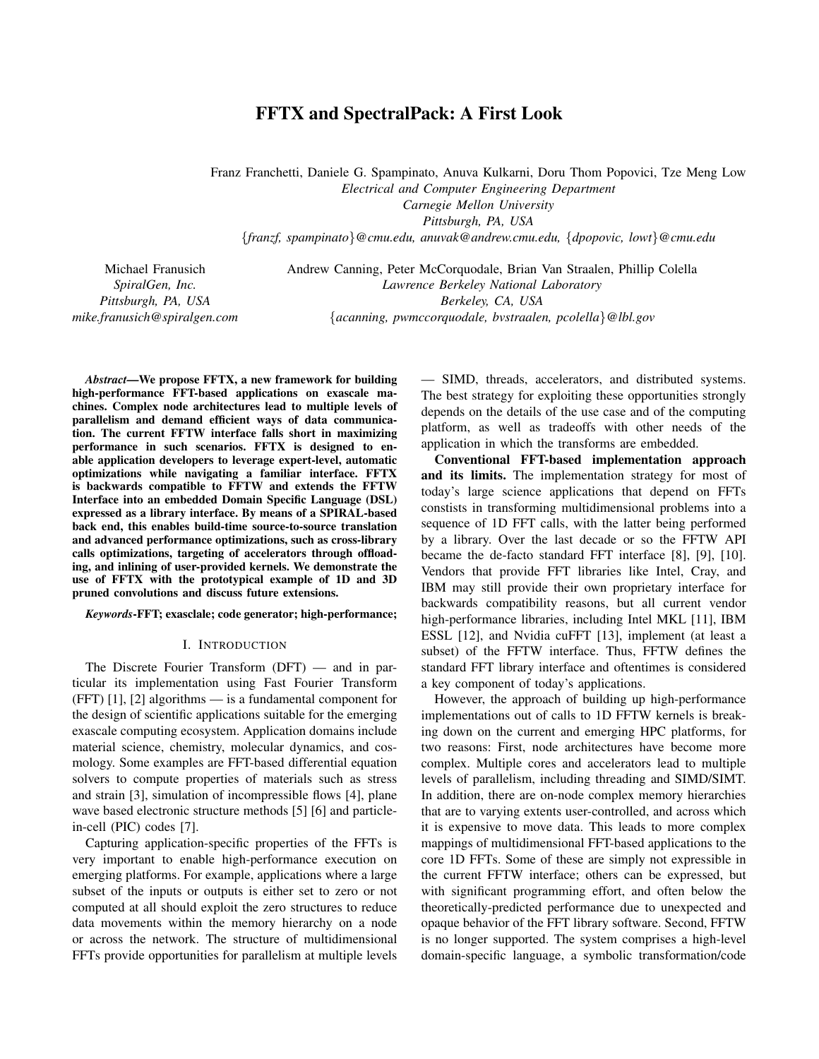# FFTX and SpectralPack: A First Look

Franz Franchetti, Daniele G. Spampinato, Anuva Kulkarni, Doru Thom Popovici, Tze Meng Low
*Electrical and Computer Engineering Department*
*Carnegie Mellon University*
*Pittsburgh, PA, USA*
{*franzf, spampinato*}*@cmu.edu, anuvak@andrew.cmu.edu,* {*dpopovic, lowt*}*@cmu.edu*

Michael Franusich
*SpiralGen, Inc.*
*Pittsburgh, PA, USA*
*mike.franusich@spiralgen.com*

Andrew Canning, Peter McCorquodale, Brian Van Straalen, Phillip Colella
*Lawrence Berkeley National Laboratory*
*Berkeley, CA, USA*
{*acanning, pwmccorquodale, bvstraalen, pcolella*}*@lbl.gov*

***Abstract*—We propose FFTX, a new framework for building high-performance FFT-based applications on exascale machines. Complex node architectures lead to multiple levels of parallelism and demand efficient ways of data communication. The current FFTW interface falls short in maximizing performance in such scenarios. FFTX is designed to enable application developers to leverage expert-level, automatic optimizations while navigating a familiar interface. FFTX is backwards compatible to FFTW and extends the FFTW Interface into an embedded Domain Specific Language (DSL) expressed as a library interface. By means of a SPIRAL-based back end, this enables build-time source-to-source translation and advanced performance optimizations, such as cross-library calls optimizations, targeting of accelerators through offloading, and inlining of user-provided kernels. We demonstrate the use of FFTX with the prototypical example of 1D and 3D pruned convolutions and discuss future extensions.**

***Keywords*-FFT; exasclale; code generator; high-performance;**

## I. Introduction

The Discrete Fourier Transform (DFT) — and in particular its implementation using Fast Fourier Transform (FFT) [1], [2] algorithms — is a fundamental component for the design of scientific applications suitable for the emerging exascale computing ecosystem. Application domains include material science, chemistry, molecular dynamics, and cosmology. Some examples are FFT-based differential equation solvers to compute properties of materials such as stress and strain [3], simulation of incompressible flows [4], plane wave based electronic structure methods [5] [6] and particle-in-cell (PIC) codes [7].

Capturing application-specific properties of the FFTs is very important to enable high-performance execution on emerging platforms. For example, applications where a large subset of the inputs or outputs is either set to zero or not computed at all should exploit the zero structures to reduce data movements within the memory hierarchy on a node or across the network. The structure of multidimensional FFTs provide opportunities for parallelism at multiple levels — SIMD, threads, accelerators, and distributed systems. The best strategy for exploiting these opportunities strongly depends on the details of the use case and of the computing platform, as well as tradeoffs with other needs of the application in which the transforms are embedded.

**Conventional FFT-based implementation approach and its limits.** The implementation strategy for most of today's large science applications that depend on FFTs constists in transforming multidimensional problems into a sequence of 1D FFT calls, with the latter being performed by a library. Over the last decade or so the FFTW API became the de-facto standard FFT interface [8], [9], [10]. Vendors that provide FFT libraries like Intel, Cray, and IBM may still provide their own proprietary interface for backwards compatibility reasons, but all current vendor high-performance libraries, including Intel MKL [11], IBM ESSL [12], and Nvidia cuFFT [13], implement (at least a subset) of the FFTW interface. Thus, FFTW defines the standard FFT library interface and oftentimes is considered a key component of today's applications.

However, the approach of building up high-performance implementations out of calls to 1D FFTW kernels is breaking down on the current and emerging HPC platforms, for two reasons: First, node architectures have become more complex. Multiple cores and accelerators lead to multiple levels of parallelism, including threading and SIMD/SIMT. In addition, there are on-node complex memory hierarchies that are to varying extents user-controlled, and across which it is expensive to move data. This leads to more complex mappings of multidimensional FFT-based applications to the core 1D FFTs. Some of these are simply not expressible in the current FFTW interface; others can be expressed, but with significant programming effort, and often below the theoretically-predicted performance due to unexpected and opaque behavior of the FFT library software. Second, FFTW is no longer supported. The system comprises a high-level domain-specific language, a symbolic transformation/code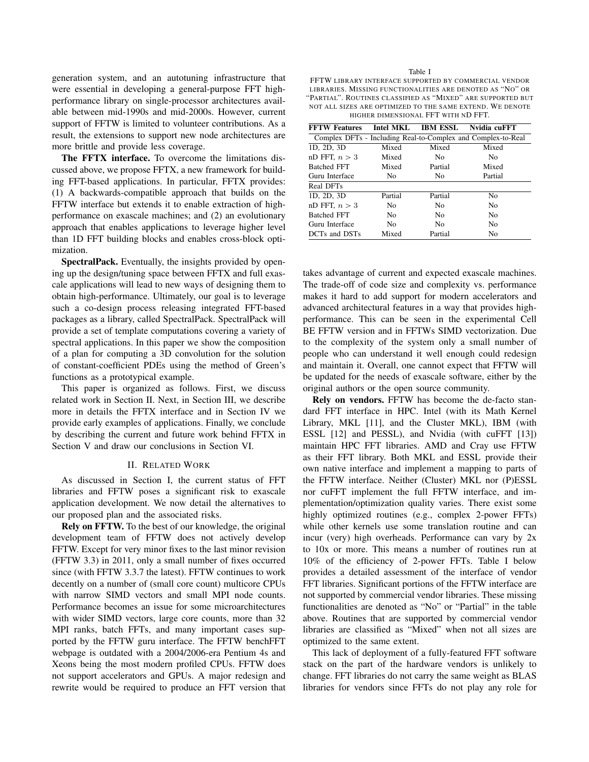generation system, and an autotuning infrastructure that were essential in developing a general-purpose FFT high-performance library on single-processor architectures available between mid-1990s and mid-2000s. However, current support of FFTW is limited to volunteer contributions. As a result, the extensions to support new node architectures are more brittle and provide less coverage.

**The FFTX interface.** To overcome the limitations discussed above, we propose FFTX, a new framework for building FFT-based applications. In particular, FFTX provides: (1) A backwards-compatible approach that builds on the FFTW interface but extends it to enable extraction of high-performance on exascale machines; and (2) an evolutionary approach that enables applications to leverage higher level than 1D FFT building blocks and enables cross-block optimization.

**SpectralPack.** Eventually, the insights provided by opening up the design/tuning space between FFTX and full exascale applications will lead to new ways of designing them to obtain high-performance. Ultimately, our goal is to leverage such a co-design process releasing integrated FFT-based packages as a library, called SpectralPack. SpectralPack will provide a set of template computations covering a variety of spectral applications. In this paper we show the composition of a plan for computing a 3D convolution for the solution of constant-coefficient PDEs using the method of Green's functions as a prototypical example.

This paper is organized as follows. First, we discuss related work in Section II. Next, in Section III, we describe more in details the FFTX interface and in Section IV we provide early examples of applications. Finally, we conclude by describing the current and future work behind FFTX in Section V and draw our conclusions in Section VI.

## II. Related Work

As discussed in Section I, the current status of FFT libraries and FFTW poses a significant risk to exascale application development. We now detail the alternatives to our proposed plan and the associated risks.

**Rely on FFTW.** To the best of our knowledge, the original development team of FFTW does not actively develop FFTW. Except for very minor fixes to the last minor revision (FFTW 3.3) in 2011, only a small number of fixes occurred since (with FFTW 3.3.7 the latest). FFTW continues to work decently on a number of (small core count) multicore CPUs with narrow SIMD vectors and small MPI node counts. Performance becomes an issue for some microarchitectures with wider SIMD vectors, large core counts, more than 32 MPI ranks, batch FFTs, and many important cases supported by the FFTW guru interface. The FFTW benchFFT webpage is outdated with a 2004/2006-era Pentium 4s and Xeons being the most modern profiled CPUs. FFTW does not support accelerators and GPUs. A major redesign and rewrite would be required to produce an FFT version that takes advantage of current and expected exascale machines. The trade-off of code size and complexity vs. performance makes it hard to add support for modern accelerators and advanced architectural features in a way that provides high-performance. This can be seen in the experimental Cell BE FFTW version and in FFTWs SIMD vectorization. Due to the complexity of the system only a small number of people who can understand it well enough could redesign and maintain it. Overall, one cannot expect that FFTW will be updated for the needs of exascale software, either by the original authors or the open source community.

Table I
FFTW library interface supported by commercial vendor libraries. Missing functionalities are denoted as "No" or "Partial". Routines classified as "Mixed" are supported but not all sizes are optimized to the same extend. We denote higher dimensional FFT with nD FFT.

| FFTW Features | Intel MKL | IBM ESSL | Nvidia cuFFT |
|---|---|---|---|
| Complex DFTs - Including Real-to-Complex and Complex-to-Real | | | |
| 1D, 2D, 3D | Mixed | Mixed | Mixed |
| nD FFT, $n > 3$ | Mixed | No | No |
| Batched FFT | Mixed | Partial | Mixed |
| Guru Interface | No | No | Partial |
| Real DFTs | | | |
| 1D, 2D, 3D | Partial | Partial | No |
| nD FFT, $n > 3$ | No | No | No |
| Batched FFT | No | No | No |
| Guru Interface | No | No | No |
| DCTs and DSTs | Mixed | Partial | No |

**Rely on vendors.** FFTW has become the de-facto standard FFT interface in HPC. Intel (with its Math Kernel Library, MKL [11], and the Cluster MKL), IBM (with ESSL [12] and PESSL), and Nvidia (with cuFFT [13]) maintain HPC FFT libraries. AMD and Cray use FFTW as their FFT library. Both MKL and ESSL provide their own native interface and implement a mapping to parts of the FFTW interface. Neither (Cluster) MKL nor (P)ESSL nor cuFFT implement the full FFTW interface, and implementation/optimization quality varies. There exist some highly optimized routines (e.g., complex 2-power FFTs) while other kernels use some translation routine and can incur (very) high overheads. Performance can vary by 2x to 10x or more. This means a number of routines run at 10% of the efficiency of 2-power FFTs. Table I below provides a detailed assessment of the interface of vendor FFT libraries. Significant portions of the FFTW interface are not supported by commercial vendor libraries. These missing functionalities are denoted as "No" or "Partial" in the table above. Routines that are supported by commercial vendor libraries are classified as "Mixed" when not all sizes are optimized to the same extent.

This lack of deployment of a fully-featured FFT software stack on the part of the hardware vendors is unlikely to change. FFT libraries do not carry the same weight as BLAS libraries for vendors since FFTs do not play any role for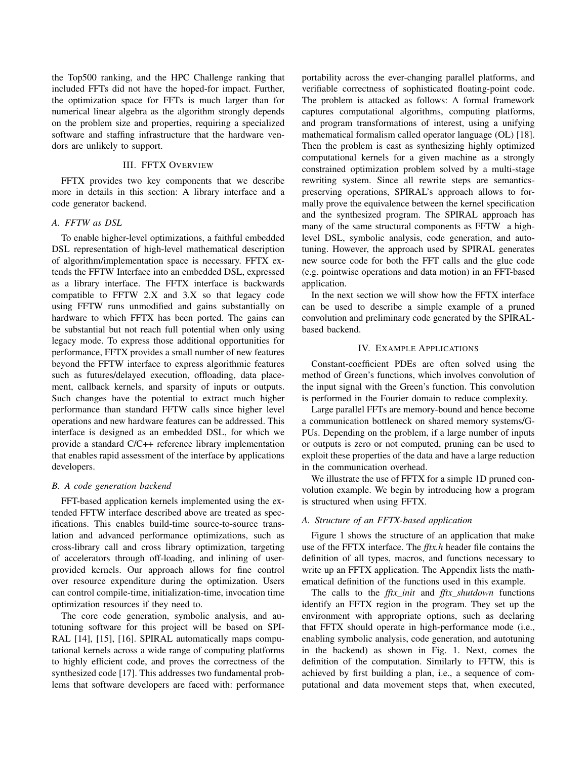the Top500 ranking, and the HPC Challenge ranking that included FFTs did not have the hoped-for impact. Further, the optimization space for FFTs is much larger than for numerical linear algebra as the algorithm strongly depends on the problem size and properties, requiring a specialized software and staffing infrastructure that the hardware vendors are unlikely to support.

## III. FFTX Overview

FFTX provides two key components that we describe more in details in this section: A library interface and a code generator backend.

### A. FFTW as DSL

To enable higher-level optimizations, a faithful embedded DSL representation of high-level mathematical description of algorithm/implementation space is necessary. FFTX extends the FFTW Interface into an embedded DSL, expressed as a library interface. The FFTX interface is backwards compatible to FFTW 2.X and 3.X so that legacy code using FFTW runs unmodified and gains substantially on hardware to which FFTX has been ported. The gains can be substantial but not reach full potential when only using legacy mode. To express those additional opportunities for performance, FFTX provides a small number of new features beyond the FFTW interface to express algorithmic features such as futures/delayed execution, offloading, data placement, callback kernels, and sparsity of inputs or outputs. Such changes have the potential to extract much higher performance than standard FFTW calls since higher level operations and new hardware features can be addressed. This interface is designed as an embedded DSL, for which we provide a standard C/C++ reference library implementation that enables rapid assessment of the interface by applications developers.

### B. A code generation backend

FFT-based application kernels implemented using the extended FFTW interface described above are treated as specifications. This enables build-time source-to-source translation and advanced performance optimizations, such as cross-library call and cross library optimization, targeting of accelerators through off-loading, and inlining of user-provided kernels. Our approach allows for fine control over resource expenditure during the optimization. Users can control compile-time, initialization-time, invocation time optimization resources if they need to.

The core code generation, symbolic analysis, and autotuning software for this project will be based on SPIRAL [14], [15], [16]. SPIRAL automatically maps computational kernels across a wide range of computing platforms to highly efficient code, and proves the correctness of the synthesized code [17]. This addresses two fundamental problems that software developers are faced with: performance portability across the ever-changing parallel platforms, and verifiable correctness of sophisticated floating-point code. The problem is attacked as follows: A formal framework captures computational algorithms, computing platforms, and program transformations of interest, using a unifying mathematical formalism called operator language (OL) [18]. Then the problem is cast as synthesizing highly optimized computational kernels for a given machine as a strongly constrained optimization problem solved by a multi-stage rewriting system. Since all rewrite steps are semantics-preserving operations, SPIRAL's approach allows to formally prove the equivalence between the kernel specification and the synthesized program. The SPIRAL approach has many of the same structural components as FFTW a high-level DSL, symbolic analysis, code generation, and autotuning. However, the approach used by SPIRAL generates new source code for both the FFT calls and the glue code (e.g. pointwise operations and data motion) in an FFT-based application.

In the next section we will show how the FFTX interface can be used to describe a simple example of a pruned convolution and preliminary code generated by the SPIRAL-based backend.

## IV. Example Applications

Constant-coefficient PDEs are often solved using the method of Green's functions, which involves convolution of the input signal with the Green's function. This convolution is performed in the Fourier domain to reduce complexity.

Large parallel FFTs are memory-bound and hence become a communication bottleneck on shared memory systems/GPUs. Depending on the problem, if a large number of inputs or outputs is zero or not computed, pruning can be used to exploit these properties of the data and have a large reduction in the communication overhead.

We illustrate the use of FFTX for a simple 1D pruned convolution example. We begin by introducing how a program is structured when using FFTX.

### A. Structure of an FFTX-based application

Figure 1 shows the structure of an application that make use of the FFTX interface. The *fftx.h* header file contains the definition of all types, macros, and functions necessary to write up an FFTX application. The Appendix lists the mathematical definition of the functions used in this example.

The calls to the *fftx_init* and *fftx_shutdown* functions identify an FFTX region in the program. They set up the environment with appropriate options, such as declaring that FFTX should operate in high-performance mode (i.e., enabling symbolic analysis, code generation, and autotuning in the backend) as shown in Fig. 1. Next, comes the definition of the computation. Similarly to FFTW, this is achieved by first building a plan, i.e., a sequence of computational and data movement steps that, when executed,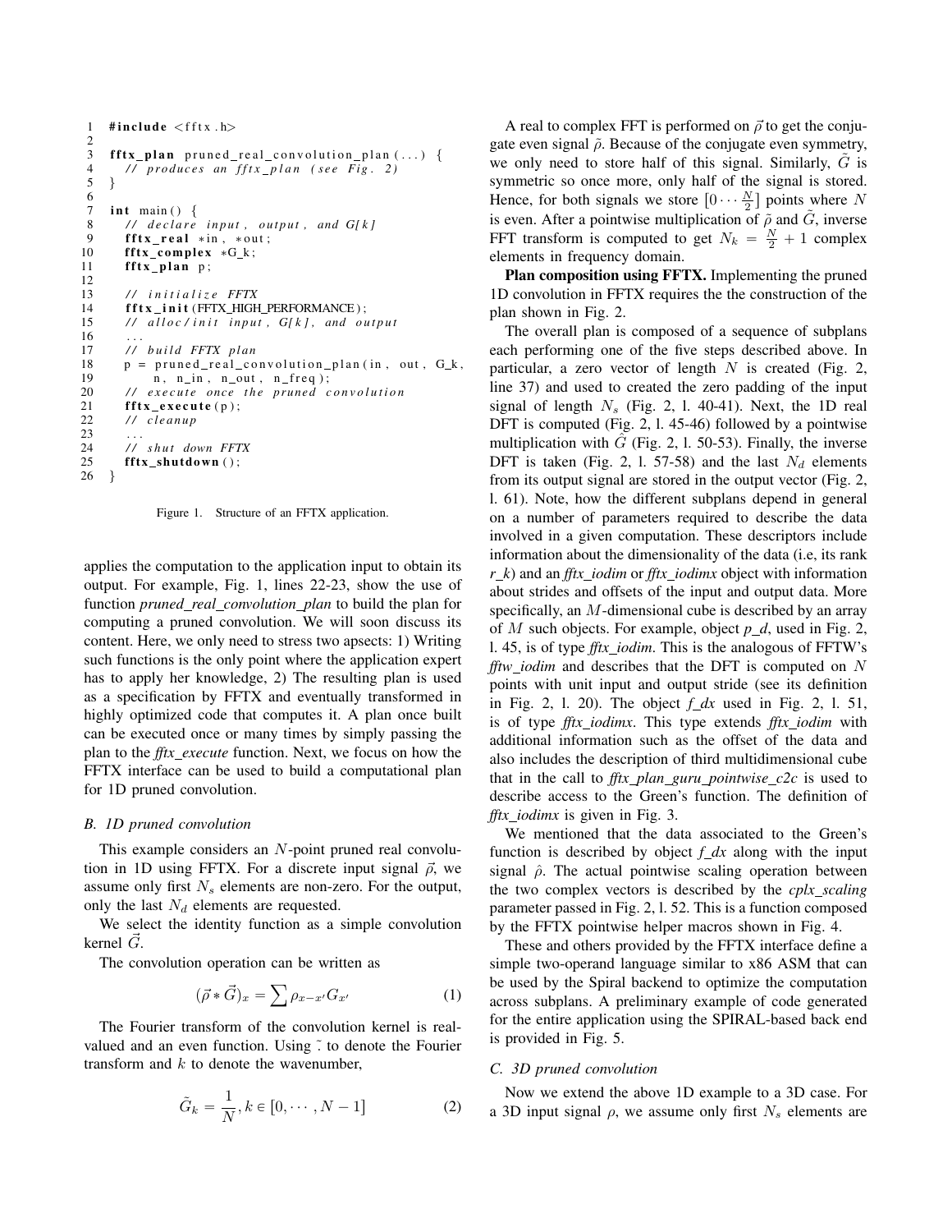```
1   #include <fftx.h>
2
3   fftx_plan pruned_real_convolution_plan(...) {
4     // produces an fftx_plan (see Fig. 2)
5   }
6
7   int main() {
8     // declare input, output, and G[k]
9     fftx_real *in, *out;
10    fftx_complex *G_k;
11    fftx_plan p;
12
13    // initialize FFTX
14    fftx_init(FFTX_HIGH_PERFORMANCE);
15    // alloc/init input, G[k], and output
16    ...
17    // build FFTX plan
18    p = pruned_real_convolution_plan(in, out, G_k,
19          n, n_in, n_out, n_freq);
20    // execute once the pruned convolution
21    fftx_execute(p);
22    // cleanup
23    ...
24    // shut down FFTX
25    fftx_shutdown();
26  }
```

Figure 1. Structure of an FFTX application.

applies the computation to the application input to obtain its output. For example, Fig. 1, lines 22-23, show the use of function *pruned_real_convolution_plan* to build the plan for computing a pruned convolution. We will soon discuss its content. Here, we only need to stress two apsects: 1) Writing such functions is the only point where the application expert has to apply her knowledge, 2) The resulting plan is used as a specification by FFTX and eventually transformed in highly optimized code that computes it. A plan once built can be executed once or many times by simply passing the plan to the *fftx_execute* function. Next, we focus on how the FFTX interface can be used to build a computational plan for 1D pruned convolution.

### B. 1D pruned convolution

This example considers an $N$-point pruned real convolution in 1D using FFTX. For a discrete input signal $\vec{\rho}$, we assume only first $N_s$ elements are non-zero. For the output, only the last $N_d$ elements are requested.

We select the identity function as a simple convolution kernel $\vec{G}$.

The convolution operation can be written as

$$(\vec{\rho} * \vec{G})_x = \sum \rho_{x-x'} G_{x'} \tag{1}$$

The Fourier transform of the convolution kernel is real-valued and an even function. Using $\tilde{.}$ to denote the Fourier transform and $k$ to denote the wavenumber,

$$\tilde{G}_k = \frac{1}{N}, k \in [0, \cdots, N-1] \tag{2}$$

A real to complex FFT is performed on $\vec{\rho}$ to get the conjugate even signal $\tilde{\rho}$. Because of the conjugate even symmetry, we only need to store half of this signal. Similarly, $\tilde{G}$ is symmetric so once more, only half of the signal is stored. Hence, for both signals we store $[0 \cdots \frac{N}{2}]$ points where $N$ is even. After a pointwise multiplication of $\tilde{\rho}$ and $\tilde{G}$, inverse FFT transform is computed to get $N_k = \frac{N}{2} + 1$ complex elements in frequency domain.

**Plan composition using FFTX.** Implementing the pruned 1D convolution in FFTX requires the the construction of the plan shown in Fig. 2.

The overall plan is composed of a sequence of subplans each performing one of the five steps described above. In particular, a zero vector of length $N$ is created (Fig. 2, line 37) and used to created the zero padding of the input signal of length $N_s$ (Fig. 2, l. 40-41). Next, the 1D real DFT is computed (Fig. 2, l. 45-46) followed by a pointwise multiplication with $\tilde{G}$ (Fig. 2, l. 50-53). Finally, the inverse DFT is taken (Fig. 2, l. 57-58) and the last $N_d$ elements from its output signal are stored in the output vector (Fig. 2, l. 61). Note, how the different subplans depend in general on a number of parameters required to describe the data involved in a given computation. These descriptors include information about the dimensionality of the data (i.e, its rank *r_k*) and an *fftx_iodim* or *fftx_iodimx* object with information about strides and offsets of the input and output data. More specifically, an $M$-dimensional cube is described by an array of $M$ such objects. For example, object *p_d*, used in Fig. 2, l. 45, is of type *fftx_iodim*. This is the analogous of FFTW's *fftw_iodim* and describes that the DFT is computed on $N$ points with unit input and output stride (see its definition in Fig. 2, l. 20). The object *f_dx* used in Fig. 2, l. 51, is of type *fftx_iodimx*. This type extends *fftx_iodim* with additional information such as the offset of the data and also includes the description of third multidimensional cube that in the call to *fftx_plan_guru_pointwise_c2c* is used to describe access to the Green's function. The definition of *fftx_iodimx* is given in Fig. 3.

We mentioned that the data associated to the Green's function is described by object *f_dx* along with the input signal $\hat{\rho}$. The actual pointwise scaling operation between the two complex vectors is described by the *cplx_scaling* parameter passed in Fig. 2, l. 52. This is a function composed by the FFTX pointwise helper macros shown in Fig. 4.

These and others provided by the FFTX interface define a simple two-operand language similar to x86 ASM that can be used by the Spiral backend to optimize the computation across subplans. A preliminary example of code generated for the entire application using the SPIRAL-based back end is provided in Fig. 5.

### C. 3D pruned convolution

Now we extend the above 1D example to a 3D case. For a 3D input signal $\rho$, we assume only first $N_s$ elements are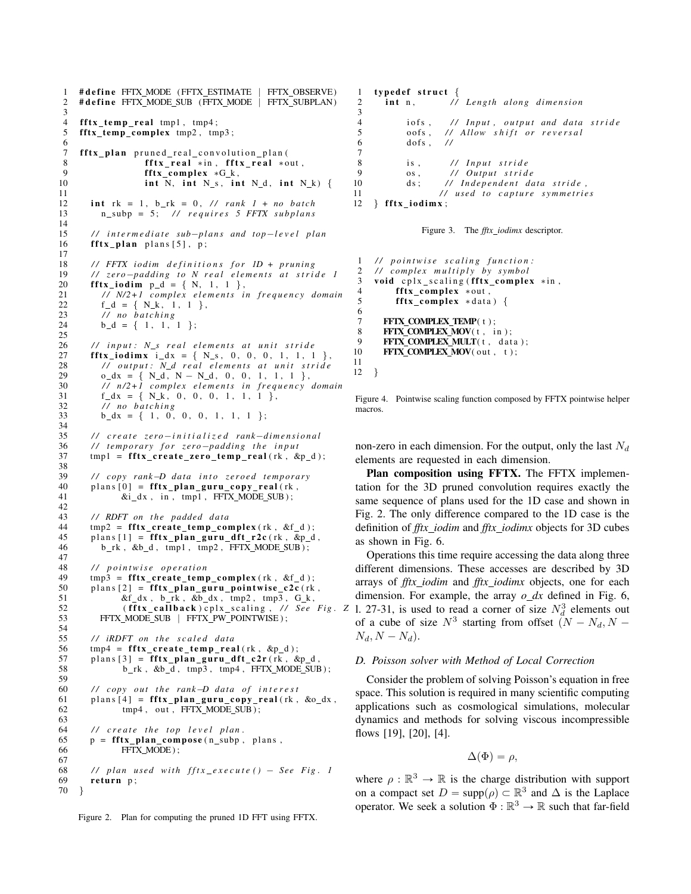```c
#define FFTX_MODE (FFTX_ESTIMATE | FFTX_OBSERVE)
#define FFTX_MODE_SUB (FFTX_MODE | FFTX_SUBPLAN)

fftx_temp_real tmp1, tmp4;
fftx_temp_complex tmp2, tmp3;

fftx_plan pruned_real_convolution_plan(
            fftx_real *in, fftx_real *out,
            fftx_complex *G_k,
            int N, int N_s, int N_d, int N_k) {

  int rk = 1, b_rk = 0, // rank 1 + no batch
    n_subp = 5;  // requires 5 FFTX subplans

  // intermediate sub-plans and top-level plan
  fftx_plan plans[5], p;

  // FFTX iodim definitions for 1D + pruning
  // zero-padding to N real elements at stride 1
  fftx_iodim p_d = { N, 1, 1 },
    // N/2+1 complex elements in frequency domain
    f_d = { N_k, 1, 1 },
    // no batching
    b_d = { 1, 1, 1 };

  // input: N_s real elements at unit stride
  fftx_iodimx i_dx = { N_s, 0, 0, 0, 1, 1, 1 },
    // output: N_d real elements at unit stride
    o_dx = { N_d, N - N_d, 0, 0, 1, 1, 1 },
    // n/2+1 complex elements in frequency domain
    f_dx = { N_k, 0, 0, 0, 1, 1, 1 },
    // no batching
    b_dx = { 1, 0, 0, 0, 1, 1, 1 };

  // create zero-initialized rank-dimensional
  // temporary for zero-padding the input
  tmp1 = fftx_create_zero_temp_real(rk, &p_d);

  // copy rank-D data into zeroed temporary
  plans[0] = fftx_plan_guru_copy_real(rk,
        &i_dx, in, tmp1, FFTX_MODE_SUB);

  // RDFT on the padded data
  tmp2 = fftx_create_temp_complex(rk, &f_d);
  plans[1] = fftx_plan_guru_dft_r2c(rk, &p_d,
    b_rk, &b_d, tmp1, tmp2, FFTX_MODE_SUB);

  // pointwise operation
  tmp3 = fftx_create_temp_complex(rk, &f_d);
  plans[2] = fftx_plan_guru_pointwise_c2c(rk,
        &f_dx, b_rk, &b_dx, tmp2, tmp3, G_k,
        (fftx_callback)cplx_scaling, // See Fig. Z
    FFTX_MODE_SUB | FFTX_PW_POINTWISE);

  // iRDFT on the scaled data
  tmp4 = fftx_create_temp_real(rk, &p_d);
  plans[3] = fftx_plan_guru_dft_c2r(rk, &p_d,
        b_rk, &b_d, tmp3, tmp4, FFTX_MODE_SUB);

  // copy out the rank-D data of interest
  plans[4] = fftx_plan_guru_copy_real(rk, &o_dx,
        tmp4, out, FFTX_MODE_SUB);

  // create the top level plan.
  p = fftx_plan_compose(n_subp, plans,
        FFTX_MODE);

  // plan used with fftx_execute() - See Fig. 1
  return p;
}
```

Figure 2. Plan for computing the pruned 1D FFT using FFTX.

```c
typedef struct {
  int n,        // Length along dimension

      iofs,    // Input, output and data stride
      oofs,    // Allow shift or reversal
      dofs,    //

      is,      // Input stride
      os,      // Output stride
      ds;      // Independent data stride,
             // used to capture symmetries
} fftx_iodimx;
```

Figure 3. The *fftx_iodimx* descriptor.

```c
// pointwise scaling function:
// complex multiply by symbol
void cplx_scaling(fftx_complex *in,
    fftx_complex *out,
    fftx_complex *data) {

  FFTX_COMPLEX_TEMP(t);
  FFTX_COMPLEX_MOV(t, in);
  FFTX_COMPLEX_MULT(t, data);
  FFTX_COMPLEX_MOV(out, t);

}
```

Figure 4. Pointwise scaling function composed by FFTX pointwise helper macros.

non-zero in each dimension. For the output, only the last $N_d$ elements are requested in each dimension.

**Plan composition using FFTX.** The FFTX implementation for the 3D pruned convolution requires exactly the same sequence of plans used for the 1D case and shown in Fig. 2. The only difference compared to the 1D case is the definition of *fftx_iodim* and *fftx_iodimx* objects for 3D cubes as shown in Fig. 6.

Operations this time require accessing the data along three different dimensions. These accesses are described by 3D arrays of *fftx_iodim* and *fftx_iodimx* objects, one for each dimension. For example, the array *o_dx* defined in Fig. 6, l. 27-31, is used to read a corner of size $N_d^3$ elements out of a cube of size $N^3$ starting from offset $(N - N_d, N - N_d, N - N_d)$.

### D. Poisson solver with Method of Local Correction

Consider the problem of solving Poisson's equation in free space. This solution is required in many scientific computing applications such as cosmological simulations, molecular dynamics and methods for solving viscous incompressible flows [19], [20], [4].

$$\Delta(\Phi) = \rho,$$

where $\rho : \mathbb{R}^3 \to \mathbb{R}$ is the charge distribution with support on a compact set $D = \mathrm{supp}(\rho) \subset \mathbb{R}^3$ and $\Delta$ is the Laplace operator. We seek a solution $\Phi : \mathbb{R}^3 \to \mathbb{R}$ such that far-field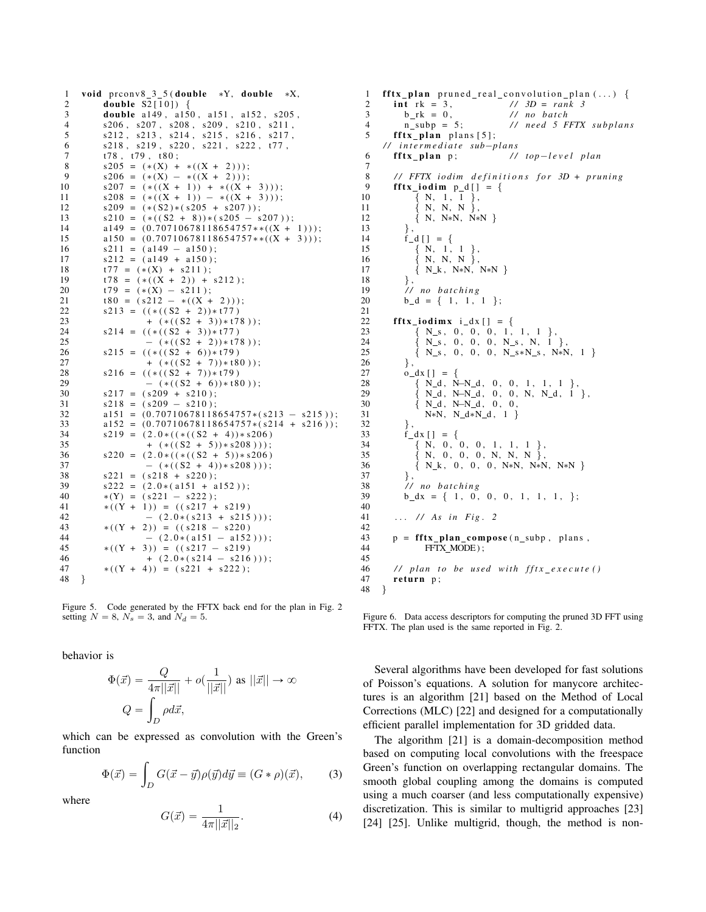```
1   void prconv8_3_5(double  *Y, double  *X,
2         double S2[10]) {
3         double a149, a150, a151, a152, s205,
4         s206, s207, s208, s209, s210, s211,
5         s212, s213, s214, s215, s216, s217,
6         s218, s219, s220, s221, s222, t77,
7         t78, t79, t80;
8         s205 = (*(X) + *((X + 2)));
9         s206 = (*(X) - *((X + 2)));
10        s207 = (*((X + 1)) + *((X + 3)));
11        s208 = (*((X + 1)) - *((X + 3)));
12        s209 = (*(S2)*(s205 + s207));
13        s210 = (*((S2 + 8))*(s205 - s207));
14        a149 = (0.70710678118654757**((X + 1)));
15        a150 = (0.70710678118654757**((X + 3)));
16        s211 = (a149 - a150);
17        s212 = (a149 + a150);
18        t77 = (*(X) + s211);
19        t78 = (*((X + 2)) + s212);
20        t79 = (*(X) - s211);
21        t80 = (s212 - *((X + 2)));
22        s213 = ((*((S2 + 2))*t77)
23                + (*((S2 + 3))*t78));
24        s214 = ((*((S2 + 3))*t77)
25                - (*((S2 + 2))*t78));
26        s215 = ((*((S2 + 6))*t79)
27                + (*((S2 + 7))*t80));
28        s216 = ((*((S2 + 7))*t79)
29                - (*((S2 + 6))*t80));
30        s217 = (s209 + s210);
31        s218 = (s209 - s210);
32        a151 = (0.70710678118654757*(s213 - s215));
33        a152 = (0.70710678118654757*(s214 + s216));
34        s219 = (2.0*((*((S2 + 4))*s206)
35                + (*((S2 + 5))*s208)));
36        s220 = (2.0*((*((S2 + 5))*s206)
37                - (*((S2 + 4))*s208)));
38        s221 = (s218 + s220);
39        s222 = (2.0*(a151 + a152));
40        *(Y) = (s221 - s222);
41        *((Y + 1)) = ((s217 + s219)
42                - (2.0*(s213 + s215)));
43        *((Y + 2)) = ((s218 - s220)
44                - (2.0*(a151 - a152)));
45        *((Y + 3)) = ((s217 - s219)
46                + (2.0*(s214 - s216)));
47        *((Y + 4)) = (s221 + s222);
48  }
```

Figure 5. Code generated by the FFTX back end for the plan in Fig. 2 setting $N = 8$, $N_s = 3$, and $N_d = 5$.

behavior is

$$\Phi(\vec{x}) = \frac{Q}{4\pi||\vec{x}||} + o(\frac{1}{||\vec{x}||}) \text{ as } ||\vec{x}|| \to \infty$$

$$Q = \int_D \rho d\vec{x},$$

which can be expressed as convolution with the Green's function

$$\Phi(\vec{x}) = \int_D G(\vec{x} - \vec{y})\rho(\vec{y})d\vec{y} \equiv (G * \rho)(\vec{x}), \tag{3}$$

where

$$G(\vec{x}) = \frac{1}{4\pi||\vec{x}||_2}. \tag{4}$$

```
1   fftx_plan pruned_real_convolution_plan(...) {
2     int rk = 3,              // 3D = rank 3
3       b_rk = 0,              // no batch
4       n_subp = 5;            // need 5 FFTX subplans
5     fftx_plan plans[5];
  // intermediate sub-plans
6     fftx_plan p;             // top-level plan
7
8     // FFTX iodim definitions for 3D + pruning
9     fftx_iodim p_d[] = {
10        { N, 1, 1 },
11        { N, N, N },
12        { N, N*N, N*N }
13      },
14      f_d[] = {
15        { N, 1, 1 },
16        { N, N, N },
17        { N_k, N*N, N*N }
18      },
19      // no batching
20      b_d = { 1, 1, 1 };
21
22    fftx_iodimx i_dx[] = {
23        { N_s, 0, 0, 0, 1, 1, 1 },
24        { N_s, 0, 0, 0, N_s, N, 1 },
25        { N_s, 0, 0, 0, N_s*N_s, N*N, 1 }
26      },
27      o_dx[] = {
28        { N_d, N-N_d, 0, 0, 1, 1, 1 },
29        { N_d, N-N_d, 0, 0, N, N_d, 1 },
30        { N_d, N-N_d, 0, 0,
31          N*N, N_d*N_d, 1 }
32      },
33      f_dx[] = {
34        { N, 0, 0, 0, 1, 1, 1 },
35        { N, 0, 0, 0, N, N, N },
36        { N_k, 0, 0, 0, N*N, N*N, N*N }
37      },
38      // no batching
39      b_dx = { 1, 0, 0, 0, 1, 1, 1, };
40
41    ... // As in Fig. 2
42
43    p = fftx_plan_compose(n_subp, plans,
44          FFTX_MODE);
45
46    // plan to be used with fftx_execute()
47    return p;
48  }
```

Figure 6. Data access descriptors for computing the pruned 3D FFT using FFTX. The plan used is the same reported in Fig. 2.

Several algorithms have been developed for fast solutions of Poisson's equations. A solution for manycore architectures is an algorithm [21] based on the Method of Local Corrections (MLC) [22] and designed for a computationally efficient parallel implementation for 3D gridded data.

The algorithm [21] is a domain-decomposition method based on computing local convolutions with the freespace Green's function on overlapping rectangular domains. The smooth global coupling among the domains is computed using a much coarser (and less computationally expensive) discretization. This is similar to multigrid approaches [23] [24] [25]. Unlike multigrid, though, the method is non-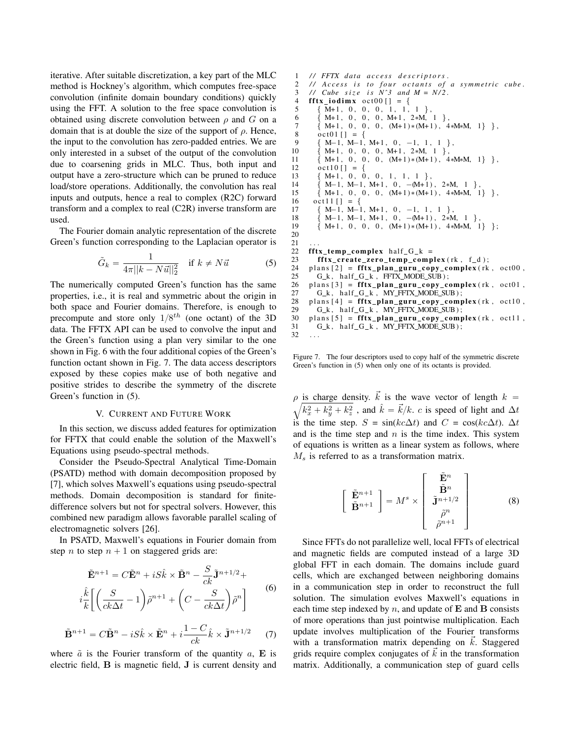iterative. After suitable discretization, a key part of the MLC method is Hockney's algorithm, which computes free-space convolution (infinite domain boundary conditions) quickly using the FFT. A solution to the free space convolution is obtained using discrete convolution between $\rho$ and $G$ on a domain that is at double the size of the support of $\rho$. Hence, the input to the convolution has zero-padded entries. We are only interested in a subset of the output of the convolution due to coarsening grids in MLC. Thus, both input and output have a zero-structure which can be pruned to reduce load/store operations. Additionally, the convolution has real inputs and outputs, hence a real to complex (R2C) forward transform and a complex to real (C2R) inverse transform are used.

The Fourier domain analytic representation of the discrete Green's function corresponding to the Laplacian operator is

$$\tilde{G}_k = \frac{1}{4\pi||k - N\vec{u}||_2^2} \quad \text{if } k \neq N\vec{u} \tag{5}$$

The numerically computed Green's function has the same properties, i.e., it is real and symmetric about the origin in both space and Fourier domains. Therefore, is enough to precompute and store only $1/8^{th}$ (one octant) of the 3D data. The FFTX API can be used to convolve the input and the Green's function using a plan very similar to the one shown in Fig. 6 with the four additional copies of the Green's function octant shown in Fig. 7. The data access descriptors exposed by these copies make use of both negative and positive strides to describe the symmetry of the discrete Green's function in (5).

```
1  // FFTX data access descriptors.
2  // Access is to four octants of a symmetric cube.
3  // Cube size is N^3 and M = N/2.
4  fftx_iodimx oct00[] = {
5    { M+1, 0, 0, 0, 1, 1, 1 },
6    { M+1, 0, 0, 0, M+1, 2*M, 1 },
7    { M+1, 0, 0, 0, (M+1)*(M+1), 4*M*M, 1} },
8    oct01[] = {
9    { M-1, M-1, M+1, 0, -1, 1, 1 },
10   { M+1, 0, 0, 0, M+1, 2*M, 1 },
11   { M+1, 0, 0, 0, (M+1)*(M+1), 4*M*M, 1} },
12   oct10[] = {
13   { M+1, 0, 0, 0, 1, 1, 1 },
14   { M-1, M-1, M+1, 0, -(M+1), 2*M, 1 },
15   { M+1, 0, 0, 0, (M+1)*(M+1), 4*M*M, 1} },
16  oct11[] = {
17   { M-1, M-1, M+1, 0, -1, 1, 1 },
18   { M-1, M-1, M+1, 0, -(M+1), 2*M, 1 },
19   { M+1, 0, 0, 0, (M+1)*(M+1), 4*M*M, 1} };
20
21  ...
22  fftx_temp_complex half_G_k =
23    fftx_create_zero_temp_complex(rk, f_d);
24  plans[2] = fftx_plan_guru_copy_complex(rk, oct00,
25    G_k, half_G_k, FFTX_MODE_SUB);
26  plans[3] = fftx_plan_guru_copy_complex(rk, oct01,
27    G_k, half_G_k, MY_FFTX_MODE_SUB);
28  plans[4] = fftx_plan_guru_copy_complex(rk, oct10,
29    G_k, half_G_k, MY_FFTX_MODE_SUB);
30  plans[5] = fftx_plan_guru_copy_complex(rk, oct11,
31    G_k, half_G_k, MY_FFTX_MODE_SUB);
32  ...
```

Figure 7. The four descriptors used to copy half of the symmetric discrete Green's function in (5) when only one of its octants is provided.

## V. Current and Future Work

In this section, we discuss added features for optimization for FFTX that could enable the solution of the Maxwell's Equations using pseudo-spectral methods.

Consider the Pseudo-Spectral Analytical Time-Domain (PSATD) method with domain decomposition proposed by [7], which solves Maxwell's equations using pseudo-spectral methods. Domain decomposition is standard for finite-difference solvers but not for spectral solvers. However, this combined new paradigm allows favorable parallel scaling of electromagnetic solvers [26].

In PSATD, Maxwell's equations in Fourier domain from step $n$ to step $n+1$ on staggered grids are:

$$\begin{aligned}\tilde{\mathbf{E}}^{n+1} = C\tilde{\mathbf{E}}^n + iS\hat{k} \times \tilde{\mathbf{B}}^n - \frac{S}{ck}\tilde{\mathbf{J}}^{n+1/2} + \\ i\frac{\hat{k}}{k}\left[\left(\frac{S}{ck\Delta t} - 1\right)\tilde{\rho}^{n+1} + \left(C - \frac{S}{ck\Delta t}\right)\tilde{\rho}^n\right]\end{aligned} \tag{6}$$

$$\tilde{\mathbf{B}}^{n+1} = C\tilde{\mathbf{B}}^n - iS\hat{k} \times \tilde{\mathbf{E}}^n + i\frac{1-C}{ck}\hat{k} \times \tilde{\mathbf{J}}^{n+1/2} \tag{7}$$

where $\tilde{a}$ is the Fourier transform of the quantity $a$, $\mathbf{E}$ is electric field, $\mathbf{B}$ is magnetic field, $\mathbf{J}$ is current density and $\rho$ is charge density. $\vec{k}$ is the wave vector of length $k = \sqrt{k_x^2 + k_y^2 + k_z^2}$, and $\hat{k} = \vec{k}/k$. $c$ is speed of light and $\Delta t$ is the time step. $S = \sin(kc\Delta t)$ and $C = \cos(kc\Delta t)$. $\Delta t$ and is the time step and $n$ is the time index. This system of equations is written as a linear system as follows, where $M_s$ is referred to as a transformation matrix.

$$\begin{bmatrix} \tilde{\mathbf{E}}^{n+1} \\ \tilde{\mathbf{B}}^{n+1} \end{bmatrix} = M^s \times \begin{bmatrix} \tilde{\mathbf{E}}^n \\ \tilde{\mathbf{B}}^n \\ \tilde{\mathbf{J}}^{n+1/2} \\ \tilde{\rho}^n \\ \tilde{\rho}^{n+1} \end{bmatrix} \tag{8}$$

Since FFTs do not parallelize well, local FFTs of electrical and magnetic fields are computed instead of a large 3D global FFT in each domain. The domains include guard cells, which are exchanged between neighboring domains in a communication step in order to reconstruct the full solution. The simulation evolves Maxwell's equations in each time step indexed by $n$, and update of $\mathbf{E}$ and $\mathbf{B}$ consists of more operations than just pointwise multiplication. Each update involves multiplication of the Fourier transforms with a transformation matrix depending on $\vec{k}$. Staggered grids require complex conjugates of $\vec{k}$ in the transformation matrix. Additionally, a communication step of guard cells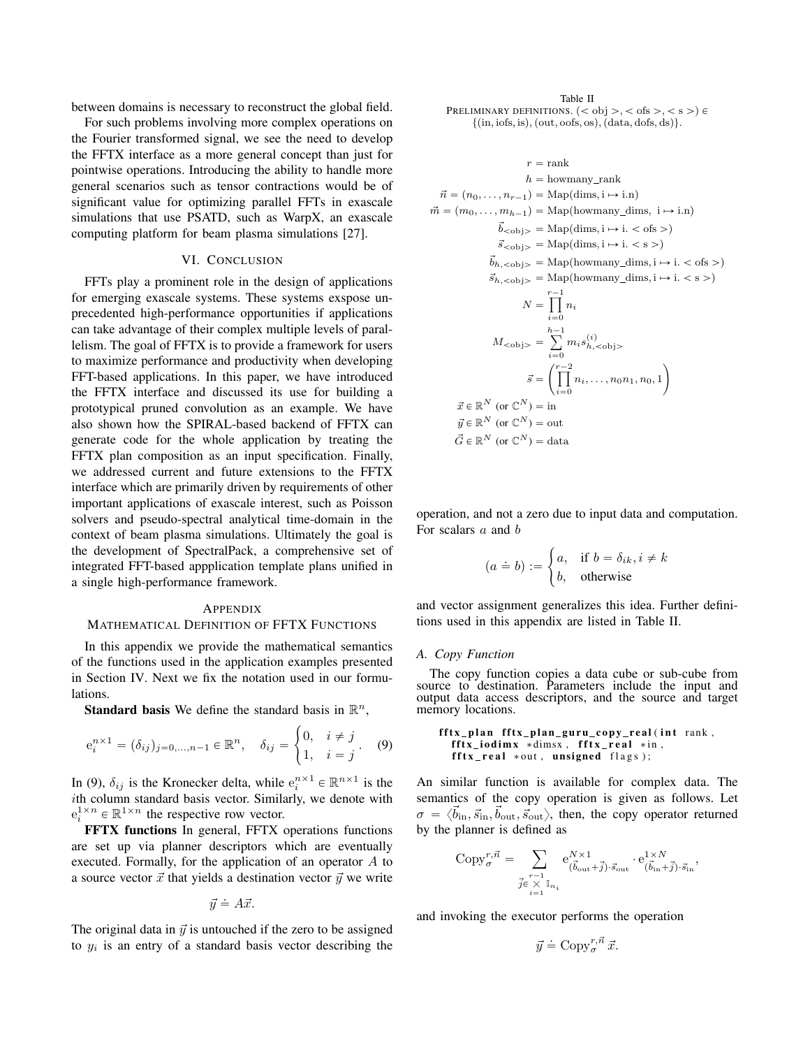between domains is necessary to reconstruct the global field.

For such problems involving more complex operations on the Fourier transformed signal, we see the need to develop the FFTX interface as a more general concept than just for pointwise operations. Introducing the ability to handle more general scenarios such as tensor contractions would be of significant value for optimizing parallel FFTs in exascale simulations that use PSATD, such as WarpX, an exascale computing platform for beam plasma simulations [27].

## VI. Conclusion

FFTs play a prominent role in the design of applications for emerging exascale systems. These systems exspose unprecedented high-performance opportunities if applications can take advantage of their complex multiple levels of parallelism. The goal of FFTX is to provide a framework for users to maximize performance and productivity when developing FFT-based applications. In this paper, we have introduced the FFTX interface and discussed its use for building a prototypical pruned convolution as an example. We have also shown how the SPIRAL-based backend of FFTX can generate code for the whole application by treating the FFTX plan composition as an input specification. Finally, we addressed current and future extensions to the FFTX interface which are primarily driven by requirements of other important applications of exascale interest, such as Poisson solvers and pseudo-spectral analytical time-domain in the context of beam plasma simulations. Ultimately the goal is the development of SpectralPack, a comprehensive set of integrated FFT-based appplication template plans unified in a single high-performance framework.

## Appendix
## Mathematical Definition of FFTX Functions

In this appendix we provide the mathematical semantics of the functions used in the application examples presented in Section IV. Next we fix the notation used in our formulations.

**Standard basis** We define the standard basis in $\mathbb{R}^n$,

$$\mathrm{e}_i^{n\times 1} = (\delta_{ij})_{j=0,\ldots,n-1} \in \mathbb{R}^n, \quad \delta_{ij} = \begin{cases} 0, & i \neq j \\ 1, & i = j \end{cases}. \quad (9)$$

In (9), $\delta_{ij}$ is the Kronecker delta, while $\mathrm{e}_i^{n\times 1} \in \mathbb{R}^{n\times 1}$ is the $i$th column standard basis vector. Similarly, we denote with $\mathrm{e}_i^{1\times n} \in \mathbb{R}^{1\times n}$ the respective row vector.

**FFTX functions** In general, FFTX operations functions are set up via planner descriptors which are eventually executed. Formally, for the application of an operator $A$ to a source vector $\vec{x}$ that yields a destination vector $\vec{y}$ we write

$$\vec{y} \doteq A\vec{x}.$$

The original data in $\vec{y}$ is untouched if the zero to be assigned to $y_i$ is an entry of a standard basis vector describing the operation, and not a zero due to input data and computation. For scalars $a$ and $b$

$$(a \doteq b) := \begin{cases} a, & \text{if } b = \delta_{ik}, i \neq k \\ b, & \text{otherwise} \end{cases}$$

and vector assignment generalizes this idea. Further definitions used in this appendix are listed in Table II.

Table II
Preliminary definitions. $(<\text{obj}>, <\text{ofs}>, <\text{s}>) \in \{(\text{in}, \text{iofs}, \text{is}), (\text{out}, \text{oofs}, \text{os}), (\text{data}, \text{dofs}, \text{ds})\}$.

$$\begin{aligned}
r &= \text{rank} \\
h &= \text{howmany\_rank} \\
\vec{n} = (n_0, \ldots, n_{r-1}) &= \text{Map(dims, i} \mapsto \text{i.n)} \\
\vec{m} = (m_0, \ldots, m_{h-1}) &= \text{Map(howmany\_dims, i} \mapsto \text{i.n)} \\
\vec{b}_{<\text{obj}>} &= \text{Map(dims, i} \mapsto \text{i.} <\text{ofs}>) \\
\vec{s}_{<\text{obj}>} &= \text{Map(dims, i} \mapsto \text{i.} <\text{s}>) \\
\vec{b}_{h,<\text{obj}>} &= \text{Map(howmany\_dims, i} \mapsto \text{i.} <\text{ofs}>) \\
\vec{s}_{h,<\text{obj}>} &= \text{Map(howmany\_dims, i} \mapsto \text{i.} <\text{s}>) \\
N &= \prod_{i=0}^{r-1} n_i \\
M_{<\text{obj}>} &= \sum_{i=0}^{h-1} m_i s_{h,<\text{obj}>}^{(i)} \\
\vec{s} &= \left( \prod_{i=0}^{r-2} n_i, \ldots, n_0 n_1, n_0, 1 \right) \\
\vec{x} \in \mathbb{R}^N \text{ (or } \mathbb{C}^N) &= \text{in} \\
\vec{y} \in \mathbb{R}^N \text{ (or } \mathbb{C}^N) &= \text{out} \\
\vec{G} \in \mathbb{R}^N \text{ (or } \mathbb{C}^N) &= \text{data}
\end{aligned}$$

### A. Copy Function

The copy function copies a data cube or sub-cube from source to destination. Parameters include the input and output data access descriptors, and the source and target memory locations.

```
fftx_plan fftx_plan_guru_copy_real(int rank,
   fftx_iodimx *dimsx, fftx_real *in,
   fftx_real *out, unsigned flags);
```

An similar function is available for complex data. The semantics of the copy operation is given as follows. Let $\sigma = \langle \vec{b}_{\text{in}}, \vec{s}_{\text{in}}, \vec{b}_{\text{out}}, \vec{s}_{\text{out}} \rangle$, then, the copy operator returned by the planner is defined as

$$\text{Copy}_{\sigma}^{r,\vec{n}} = \sum_{\vec{j} \in \bigtimes_{i=1}^{r-1} \mathbb{I}_{n_i}} \mathrm{e}^{N\times 1}_{(\vec{b}_{\text{out}}+\vec{j})\cdot\vec{s}_{\text{out}}} \cdot \mathrm{e}^{1\times N}_{(\vec{b}_{\text{in}}+\vec{j})\cdot\vec{s}_{\text{in}}},$$

and invoking the executor performs the operation

$$\vec{y} \doteq \text{Copy}_{\sigma}^{r,\vec{n}} \, \vec{x}.$$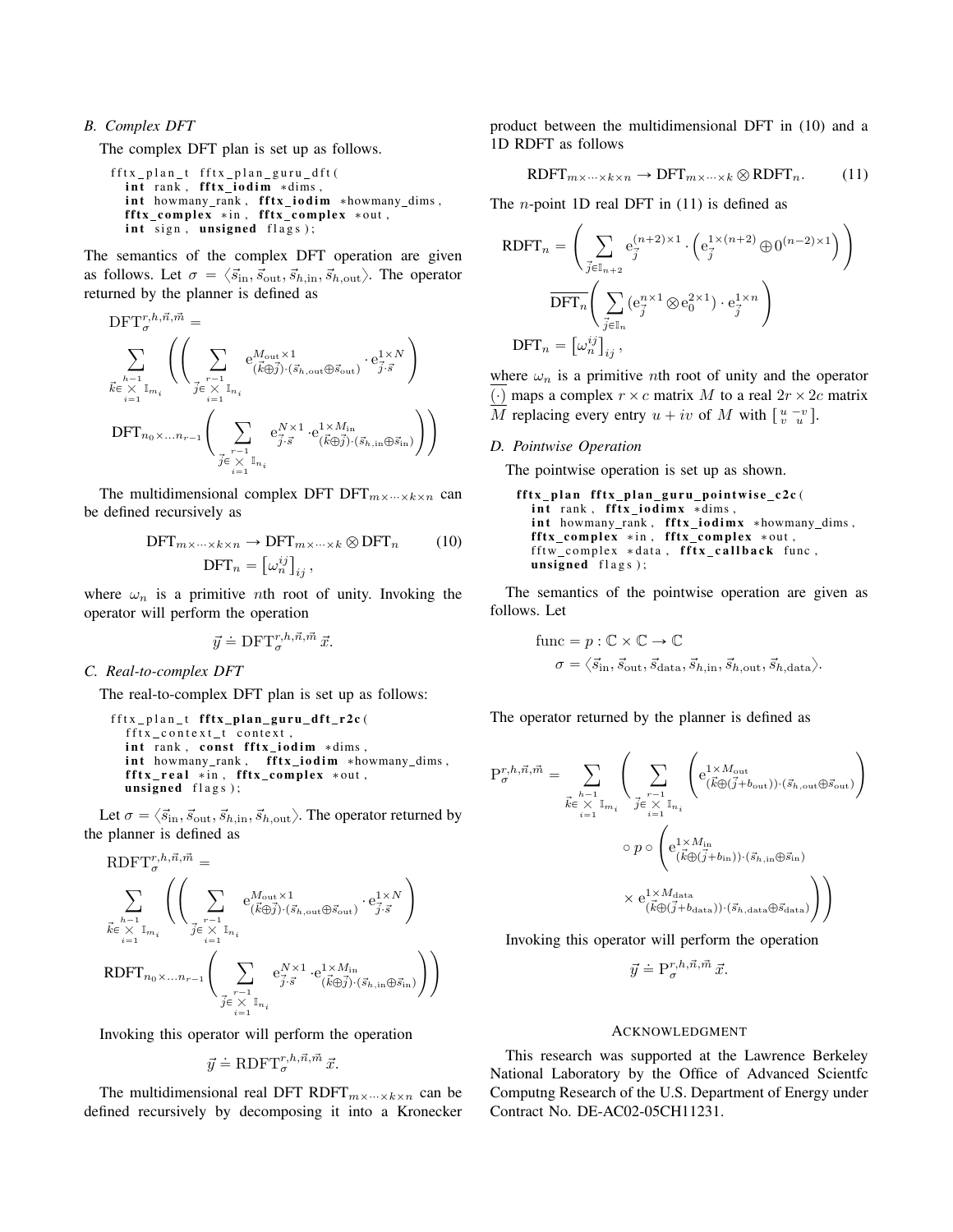### B. Complex DFT

The complex DFT plan is set up as follows.

```
fftx_plan_t fftx_plan_guru_dft(
   int rank, fftx_iodim *dims,
   int howmany_rank, fftx_iodim *howmany_dims,
   fftx_complex *in, fftx_complex *out,
   int sign, unsigned flags);
```

The semantics of the complex DFT operation are given as follows. Let $\sigma = \langle \vec{s}_{\text{in}}, \vec{s}_{\text{out}}, \vec{s}_{h,\text{in}}, \vec{s}_{h,\text{out}} \rangle$. The operator returned by the planner is defined as

$$\text{DFT}_{\sigma}^{r,h,\vec{n},\vec{m}} = \sum_{\vec{k} \in \overset{h-1}{\underset{i=1}{\times}} \mathbb{I}_{m_i}} \left( \left( \sum_{\vec{j} \in \overset{r-1}{\underset{i=1}{\times}} \mathbb{I}_{n_i}} \mathrm{e}^{M_{\text{out}} \times 1}_{(\vec{k} \oplus \vec{j}) \cdot (\vec{s}_{h,\text{out}} \oplus \vec{s}_{\text{out}})} \cdot \mathrm{e}^{1 \times N}_{\vec{j} \cdot \vec{s}} \right) \text{DFT}_{n_0 \times \ldots n_{r-1}} \left( \sum_{\vec{j} \in \overset{r-1}{\underset{i=1}{\times}} \mathbb{I}_{n_i}} \mathrm{e}^{N \times 1}_{\vec{j} \cdot \vec{s}} \cdot \mathrm{e}^{1 \times M_{\text{in}}}_{(\vec{k} \oplus \vec{j}) \cdot (\vec{s}_{h,\text{in}} \oplus \vec{s}_{\text{in}})} \right) \right)$$

The multidimensional complex DFT $\text{DFT}_{m \times \cdots \times k \times n}$ can be defined recursively as

$$\text{DFT}_{m \times \cdots \times k \times n} \rightarrow \text{DFT}_{m \times \cdots \times k} \otimes \text{DFT}_n \qquad (10)$$
$$\text{DFT}_n = \left[ \omega_n^{ij} \right]_{ij},$$

where $\omega_n$ is a primitive $n$th root of unity. Invoking the operator will perform the operation

$$\vec{y} \doteq \text{DFT}_{\sigma}^{r,h,\vec{n},\vec{m}} \, \vec{x}.$$

### C. Real-to-complex DFT

The real-to-complex DFT plan is set up as follows:

```
fftx_plan_t fftx_plan_guru_dft_r2c(
   fftx_context_t context,
   int rank, const fftx_iodim *dims,
   int howmany_rank, fftx_iodim *howmany_dims,
   fftx_real *in, fftx_complex *out,
   unsigned flags);
```

Let $\sigma = \langle \vec{s}_{\text{in}}, \vec{s}_{\text{out}}, \vec{s}_{h,\text{in}}, \vec{s}_{h,\text{out}} \rangle$. The operator returned by the planner is defined as

$$\text{RDFT}_{\sigma}^{r,h,\vec{n},\vec{m}} = \sum_{\vec{k} \in \overset{h-1}{\underset{i=1}{\times}} \mathbb{I}_{m_i}} \left( \left( \sum_{\vec{j} \in \overset{r-1}{\underset{i=1}{\times}} \mathbb{I}_{n_i}} \mathrm{e}^{M_{\text{out}} \times 1}_{(\vec{k} \oplus \vec{j}) \cdot (\vec{s}_{h,\text{out}} \oplus \vec{s}_{\text{out}})} \cdot \mathrm{e}^{1 \times N}_{\vec{j} \cdot \vec{s}} \right) \text{RDFT}_{n_0 \times \ldots n_{r-1}} \left( \sum_{\vec{j} \in \overset{r-1}{\underset{i=1}{\times}} \mathbb{I}_{n_i}} \mathrm{e}^{N \times 1}_{\vec{j} \cdot \vec{s}} \cdot \mathrm{e}^{1 \times M_{\text{in}}}_{(\vec{k} \oplus \vec{j}) \cdot (\vec{s}_{h,\text{in}} \oplus \vec{s}_{\text{in}})} \right) \right)$$

Invoking this operator will perform the operation

$$\vec{y} \doteq \text{RDFT}_{\sigma}^{r,h,\vec{n},\vec{m}} \, \vec{x}.$$

The multidimensional real DFT $\text{RDFT}_{m \times \cdots \times k \times n}$ can be defined recursively by decomposing it into a Kronecker product between the multidimensional DFT in (10) and a 1D RDFT as follows

$$\text{RDFT}_{m \times \cdots \times k \times n} \rightarrow \text{DFT}_{m \times \cdots \times k} \otimes \text{RDFT}_n. \qquad (11)$$

The $n$-point 1D real DFT in (11) is defined as

$$\text{RDFT}_n = \left( \sum_{\vec{j} \in \mathbb{I}_{n+2}} \mathrm{e}^{(n+2) \times 1}_{\vec{j}} \cdot \left( \mathrm{e}^{1 \times (n+2)}_{\vec{j}} \oplus 0^{(n-2) \times 1} \right) \right) \overline{\text{DFT}_n} \left( \sum_{\vec{j} \in \mathbb{I}_n} \left( \mathrm{e}^{n \times 1}_{\vec{j}} \otimes \mathrm{e}^{2 \times 1}_0 \right) \cdot \mathrm{e}^{1 \times n}_{\vec{j}} \right)$$
$$\text{DFT}_n = \left[ \omega_n^{ij} \right]_{ij},$$

where $\omega_n$ is a primitive $n$th root of unity and the operator $\overline{(\cdot)}$ maps a complex $r \times c$ matrix $M$ to a real $2r \times 2c$ matrix $\overline{M}$ replacing every entry $u + iv$ of $M$ with $\left[ \begin{smallmatrix} u & -v \\ v & u \end{smallmatrix} \right]$.

### D. Pointwise Operation

The pointwise operation is set up as shown.

```
fftx_plan fftx_plan_guru_pointwise_c2c(
   int rank, fftx_iodimx *dims,
   int howmany_rank, fftx_iodimx *howmany_dims,
   fftx_complex *in, fftx_complex *out,
   fftw_complex *data, fftx_callback func,
   unsigned flags);
```

The semantics of the pointwise operation are given as follows. Let

$$\text{func} = p : \mathbb{C} \times \mathbb{C} \rightarrow \mathbb{C}$$
$$\sigma = \langle \vec{s}_{\text{in}}, \vec{s}_{\text{out}}, \vec{s}_{\text{data}}, \vec{s}_{h,\text{in}}, \vec{s}_{h,\text{out}}, \vec{s}_{h,\text{data}} \rangle.$$

The operator returned by the planner is defined as

$$\text{P}_{\sigma}^{r,h,\vec{n},\vec{m}} = \sum_{\vec{k} \in \overset{h-1}{\underset{i=1}{\times}} \mathbb{I}_{m_i}} \left( \sum_{\vec{j} \in \overset{r-1}{\underset{i=1}{\times}} \mathbb{I}_{n_i}} \left( \mathrm{e}^{1 \times M_{\text{out}}}_{(\vec{k} \oplus (\vec{j} + b_{\text{out}})) \cdot (\vec{s}_{h,\text{out}} \oplus \vec{s}_{\text{out}})} \circ p \circ \left( \mathrm{e}^{1 \times M_{\text{in}}}_{(\vec{k} \oplus (\vec{j} + b_{\text{in}})) \cdot (\vec{s}_{h,\text{in}} \oplus \vec{s}_{\text{in}})} \times \mathrm{e}^{1 \times M_{\text{data}}}_{(\vec{k} \oplus (\vec{j} + b_{\text{data}})) \cdot (\vec{s}_{h,\text{data}} \oplus \vec{s}_{\text{data}})} \right) \right) \right)$$

Invoking this operator will perform the operation

$$\vec{y} \doteq \text{P}_{\sigma}^{r,h,\vec{n},\vec{m}} \, \vec{x}.$$

## Acknowledgment

This research was supported at the Lawrence Berkeley National Laboratory by the Office of Advanced Scientfc Computng Research of the U.S. Department of Energy under Contract No. DE-AC02-05CH11231.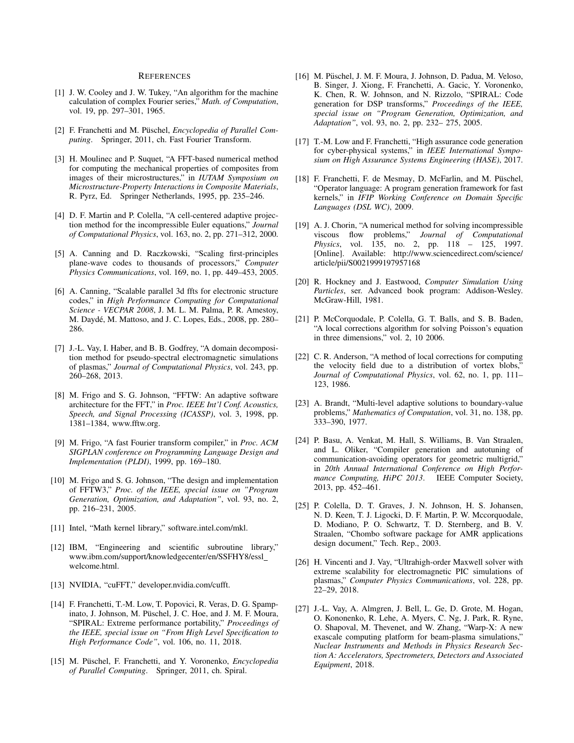## REFERENCES

[1] J. W. Cooley and J. W. Tukey, "An algorithm for the machine calculation of complex Fourier series," *Math. of Computation*, vol. 19, pp. 297–301, 1965.

[2] F. Franchetti and M. Püschel, *Encyclopedia of Parallel Computing*. Springer, 2011, ch. Fast Fourier Transform.

[3] H. Moulinec and P. Suquet, "A FFT-based numerical method for computing the mechanical properties of composites from images of their microstructures," in *IUTAM Symposium on Microstructure-Property Interactions in Composite Materials*, R. Pyrz, Ed. Springer Netherlands, 1995, pp. 235–246.

[4] D. F. Martin and P. Colella, "A cell-centered adaptive projection method for the incompressible Euler equations," *Journal of Computational Physics*, vol. 163, no. 2, pp. 271–312, 2000.

[5] A. Canning and D. Raczkowski, "Scaling first-principles plane-wave codes to thousands of processors," *Computer Physics Communications*, vol. 169, no. 1, pp. 449–453, 2005.

[6] A. Canning, "Scalable parallel 3d ffts for electronic structure codes," in *High Performance Computing for Computational Science - VECPAR 2008*, J. M. L. M. Palma, P. R. Amestoy, M. Daydé, M. Mattoso, and J. C. Lopes, Eds., 2008, pp. 280–286.

[7] J.-L. Vay, I. Haber, and B. B. Godfrey, "A domain decomposition method for pseudo-spectral electromagnetic simulations of plasmas," *Journal of Computational Physics*, vol. 243, pp. 260–268, 2013.

[8] M. Frigo and S. G. Johnson, "FFTW: An adaptive software architecture for the FFT," in *Proc. IEEE Int'l Conf. Acoustics, Speech, and Signal Processing (ICASSP)*, vol. 3, 1998, pp. 1381–1384, www.fftw.org.

[9] M. Frigo, "A fast Fourier transform compiler," in *Proc. ACM SIGPLAN conference on Programming Language Design and Implementation (PLDI)*, 1999, pp. 169–180.

[10] M. Frigo and S. G. Johnson, "The design and implementation of FFTW3," *Proc. of the IEEE, special issue on "Program Generation, Optimization, and Adaptation"*, vol. 93, no. 2, pp. 216–231, 2005.

[11] Intel, "Math kernel library," software.intel.com/mkl.

[12] IBM, "Engineering and scientific subroutine library," www.ibm.com/support/knowledgecenter/en/SSFHY8/essl_welcome.html.

[13] NVIDIA, "cuFFT," developer.nvidia.com/cufft.

[14] F. Franchetti, T.-M. Low, T. Popovici, R. Veras, D. G. Spampinato, J. Johnson, M. Püschel, J. C. Hoe, and J. M. F. Moura, "SPIRAL: Extreme performance portability," *Proceedings of the IEEE, special issue on "From High Level Specification to High Performance Code"*, vol. 106, no. 11, 2018.

[15] M. Püschel, F. Franchetti, and Y. Voronenko, *Encyclopedia of Parallel Computing*. Springer, 2011, ch. Spiral.

[16] M. Püschel, J. M. F. Moura, J. Johnson, D. Padua, M. Veloso, B. Singer, J. Xiong, F. Franchetti, A. Gacic, Y. Voronenko, K. Chen, R. W. Johnson, and N. Rizzolo, "SPIRAL: Code generation for DSP transforms," *Proceedings of the IEEE, special issue on "Program Generation, Optimization, and Adaptation"*, vol. 93, no. 2, pp. 232– 275, 2005.

[17] T.-M. Low and F. Franchetti, "High assurance code generation for cyber-physical systems," in *IEEE International Symposium on High Assurance Systems Engineering (HASE)*, 2017.

[18] F. Franchetti, F. de Mesmay, D. McFarlin, and M. Püschel, "Operator language: A program generation framework for fast kernels," in *IFIP Working Conference on Domain Specific Languages (DSL WC)*, 2009.

[19] A. J. Chorin, "A numerical method for solving incompressible viscous flow problems," *Journal of Computational Physics*, vol. 135, no. 2, pp. 118 – 125, 1997. [Online]. Available: http://www.sciencedirect.com/science/article/pii/S0021999197957168

[20] R. Hockney and J. Eastwood, *Computer Simulation Using Particles*, ser. Advanced book program: Addison-Wesley. McGraw-Hill, 1981.

[21] P. McCorquodale, P. Colella, G. T. Balls, and S. B. Baden, "A local corrections algorithm for solving Poisson's equation in three dimensions," vol. 2, 10 2006.

[22] C. R. Anderson, "A method of local corrections for computing the velocity field due to a distribution of vortex blobs," *Journal of Computational Physics*, vol. 62, no. 1, pp. 111–123, 1986.

[23] A. Brandt, "Multi-level adaptive solutions to boundary-value problems," *Mathematics of Computation*, vol. 31, no. 138, pp. 333–390, 1977.

[24] P. Basu, A. Venkat, M. Hall, S. Williams, B. Van Straalen, and L. Oliker, "Compiler generation and autotuning of communication-avoiding operators for geometric multigrid," in *20th Annual International Conference on High Performance Computing, HiPC 2013*. IEEE Computer Society, 2013, pp. 452–461.

[25] P. Colella, D. T. Graves, J. N. Johnson, H. S. Johansen, N. D. Keen, T. J. Ligocki, D. F. Martin, P. W. Mccorquodale, D. Modiano, P. O. Schwartz, T. D. Sternberg, and B. V. Straalen, "Chombo software package for AMR applications design document," Tech. Rep., 2003.

[26] H. Vincenti and J. Vay, "Ultrahigh-order Maxwell solver with extreme scalability for electromagnetic PIC simulations of plasmas," *Computer Physics Communications*, vol. 228, pp. 22–29, 2018.

[27] J.-L. Vay, A. Almgren, J. Bell, L. Ge, D. Grote, M. Hogan, O. Kononenko, R. Lehe, A. Myers, C. Ng, J. Park, R. Ryne, O. Shapoval, M. Thevenet, and W. Zhang, "Warp-X: A new exascale computing platform for beam-plasma simulations," *Nuclear Instruments and Methods in Physics Research Section A: Accelerators, Spectrometers, Detectors and Associated Equipment*, 2018.